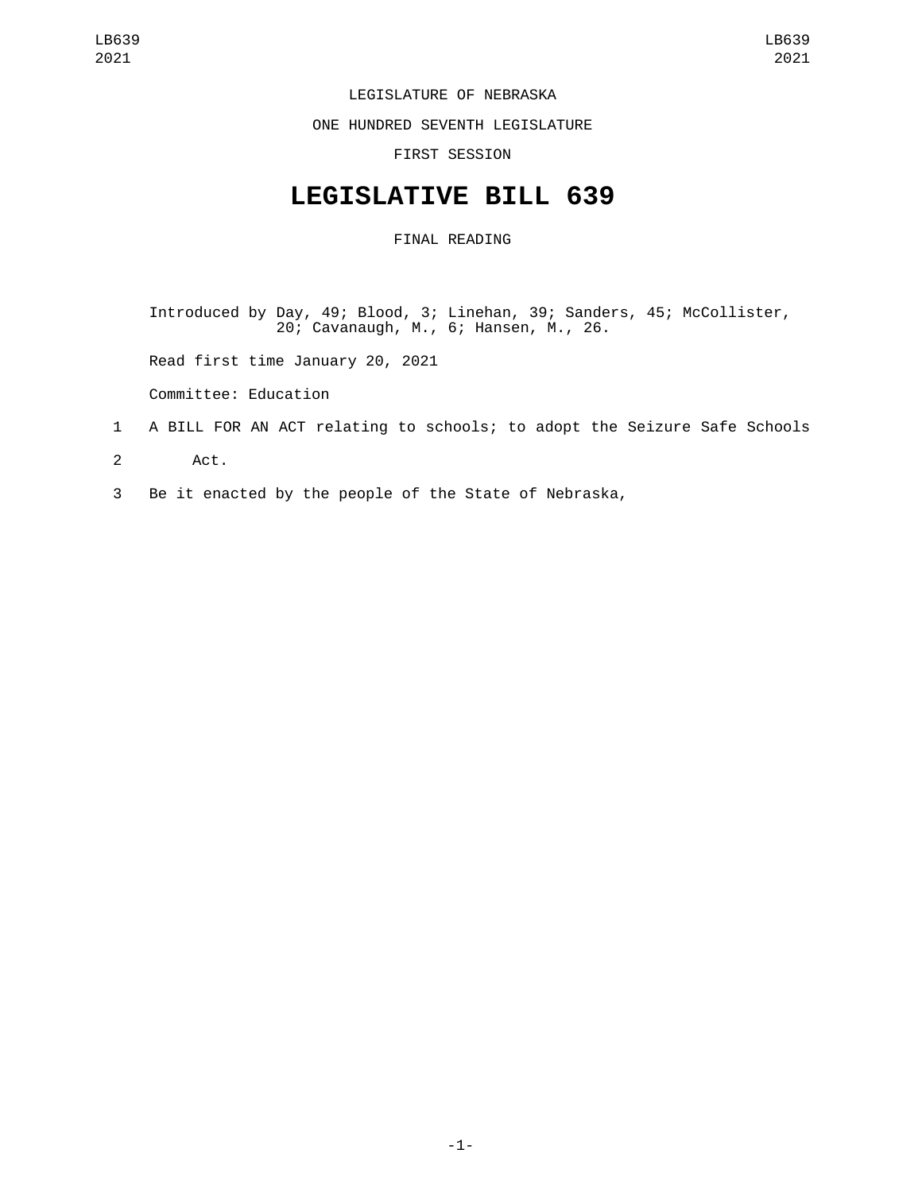LEGISLATURE OF NEBRASKA

ONE HUNDRED SEVENTH LEGISLATURE

FIRST SESSION

# LEGISLATIVE BILL 639

FINAL READING

Introduced by Day, 49; Blood, 3; Linehan, 39; Sanders, 45; McCollister, 20; Cavanaugh, M., 6; Hansen, M., 26.

Read first time January 20, 2021

Committee: Education

1 A BILL FOR AN ACT relating to schools; to adopt the Seizure Safe Schools
2 Act.
3 Be it enacted by the people of the State of Nebraska,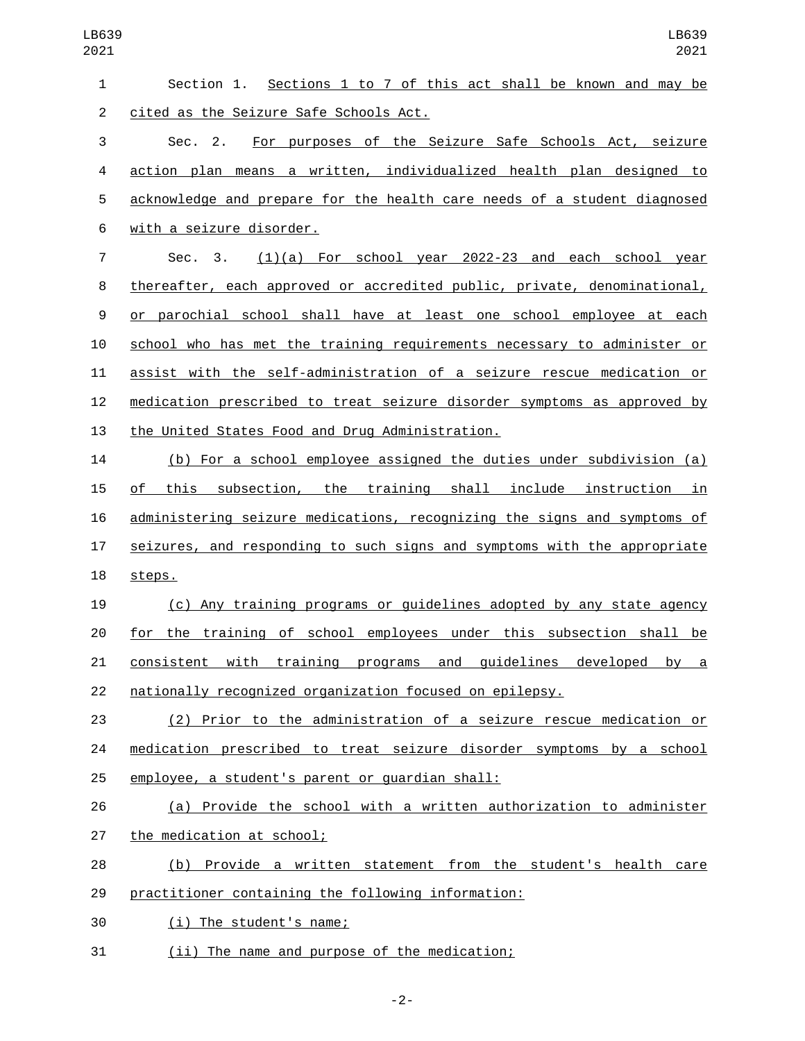Section 1. Sections 1 to 7 of this act shall be known and may be cited as the Seizure Safe Schools Act.

Sec. 2. For purposes of the Seizure Safe Schools Act, seizure action plan means a written, individualized health plan designed to acknowledge and prepare for the health care needs of a student diagnosed with a seizure disorder.

Sec. 3. (1)(a) For school year 2022-23 and each school year thereafter, each approved or accredited public, private, denominational, or parochial school shall have at least one school employee at each school who has met the training requirements necessary to administer or assist with the self-administration of a seizure rescue medication or medication prescribed to treat seizure disorder symptoms as approved by the United States Food and Drug Administration.

(b) For a school employee assigned the duties under subdivision (a) of this subsection, the training shall include instruction in administering seizure medications, recognizing the signs and symptoms of seizures, and responding to such signs and symptoms with the appropriate steps.

(c) Any training programs or guidelines adopted by any state agency for the training of school employees under this subsection shall be consistent with training programs and guidelines developed by a nationally recognized organization focused on epilepsy.

(2) Prior to the administration of a seizure rescue medication or medication prescribed to treat seizure disorder symptoms by a school employee, a student's parent or guardian shall:

(a) Provide the school with a written authorization to administer the medication at school;

(b) Provide a written statement from the student's health care practitioner containing the following information:

(i) The student's name;

(ii) The name and purpose of the medication;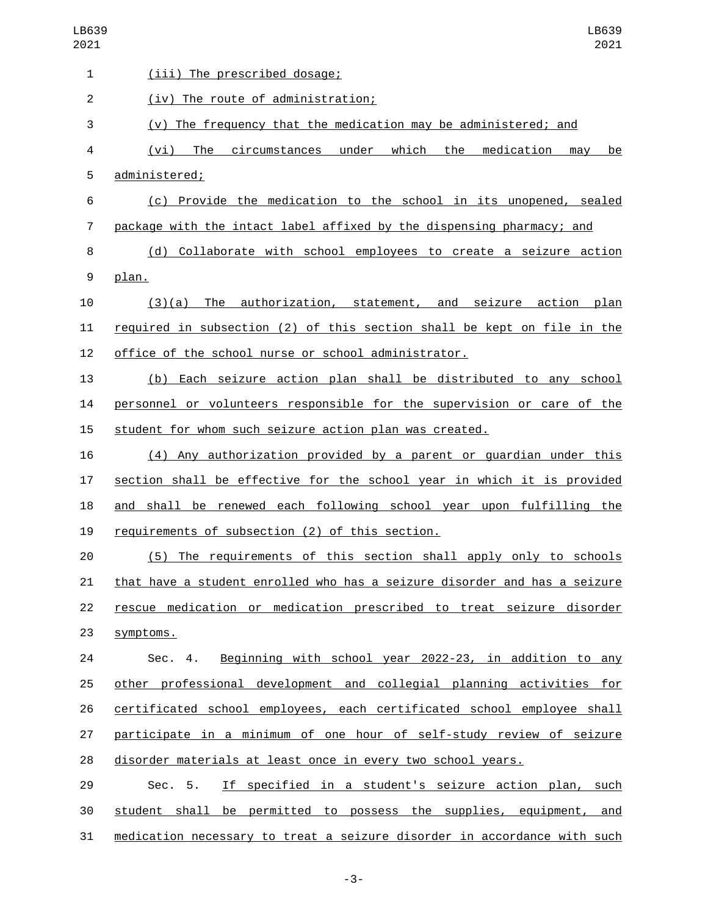(iii) The prescribed dosage;

(iv) The route of administration;

(v) The frequency that the medication may be administered; and

(vi) The circumstances under which the medication may be administered;

(c) Provide the medication to the school in its unopened, sealed package with the intact label affixed by the dispensing pharmacy; and

(d) Collaborate with school employees to create a seizure action plan.

(3)(a) The authorization, statement, and seizure action plan required in subsection (2) of this section shall be kept on file in the office of the school nurse or school administrator.

(b) Each seizure action plan shall be distributed to any school personnel or volunteers responsible for the supervision or care of the student for whom such seizure action plan was created.

(4) Any authorization provided by a parent or guardian under this section shall be effective for the school year in which it is provided and shall be renewed each following school year upon fulfilling the requirements of subsection (2) of this section.

(5) The requirements of this section shall apply only to schools that have a student enrolled who has a seizure disorder and has a seizure rescue medication or medication prescribed to treat seizure disorder symptoms.

Sec. 4. Beginning with school year 2022-23, in addition to any other professional development and collegial planning activities for certificated school employees, each certificated school employee shall participate in a minimum of one hour of self-study review of seizure disorder materials at least once in every two school years.

Sec. 5. If specified in a student's seizure action plan, such student shall be permitted to possess the supplies, equipment, and medication necessary to treat a seizure disorder in accordance with such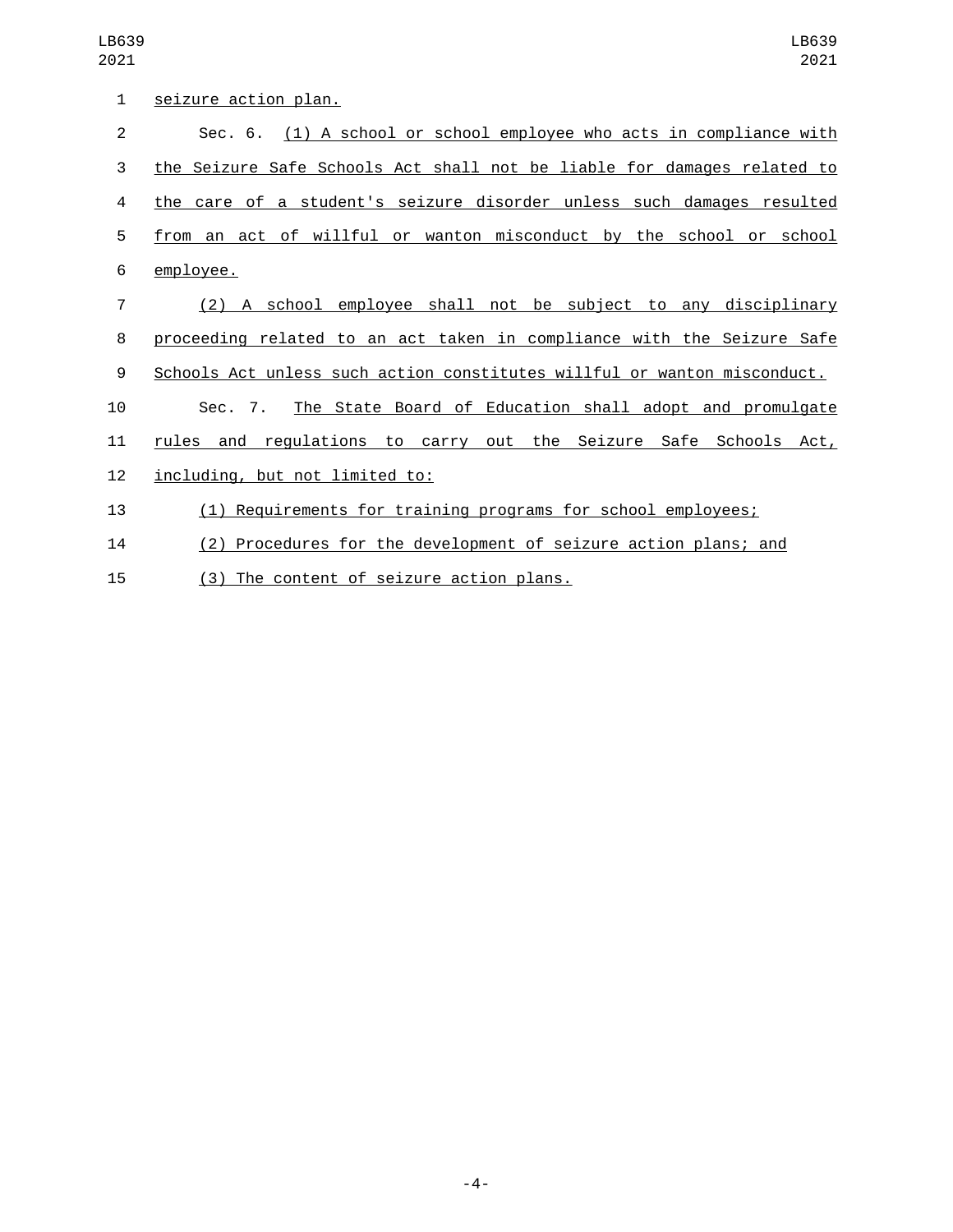seizure action plan.

Sec. 6. (1) A school or school employee who acts in compliance with the Seizure Safe Schools Act shall not be liable for damages related to the care of a student's seizure disorder unless such damages resulted from an act of willful or wanton misconduct by the school or school employee.

(2) A school employee shall not be subject to any disciplinary proceeding related to an act taken in compliance with the Seizure Safe Schools Act unless such action constitutes willful or wanton misconduct.

Sec. 7. The State Board of Education shall adopt and promulgate rules and regulations to carry out the Seizure Safe Schools Act, including, but not limited to:

(1) Requirements for training programs for school employees;

(2) Procedures for the development of seizure action plans; and

(3) The content of seizure action plans.